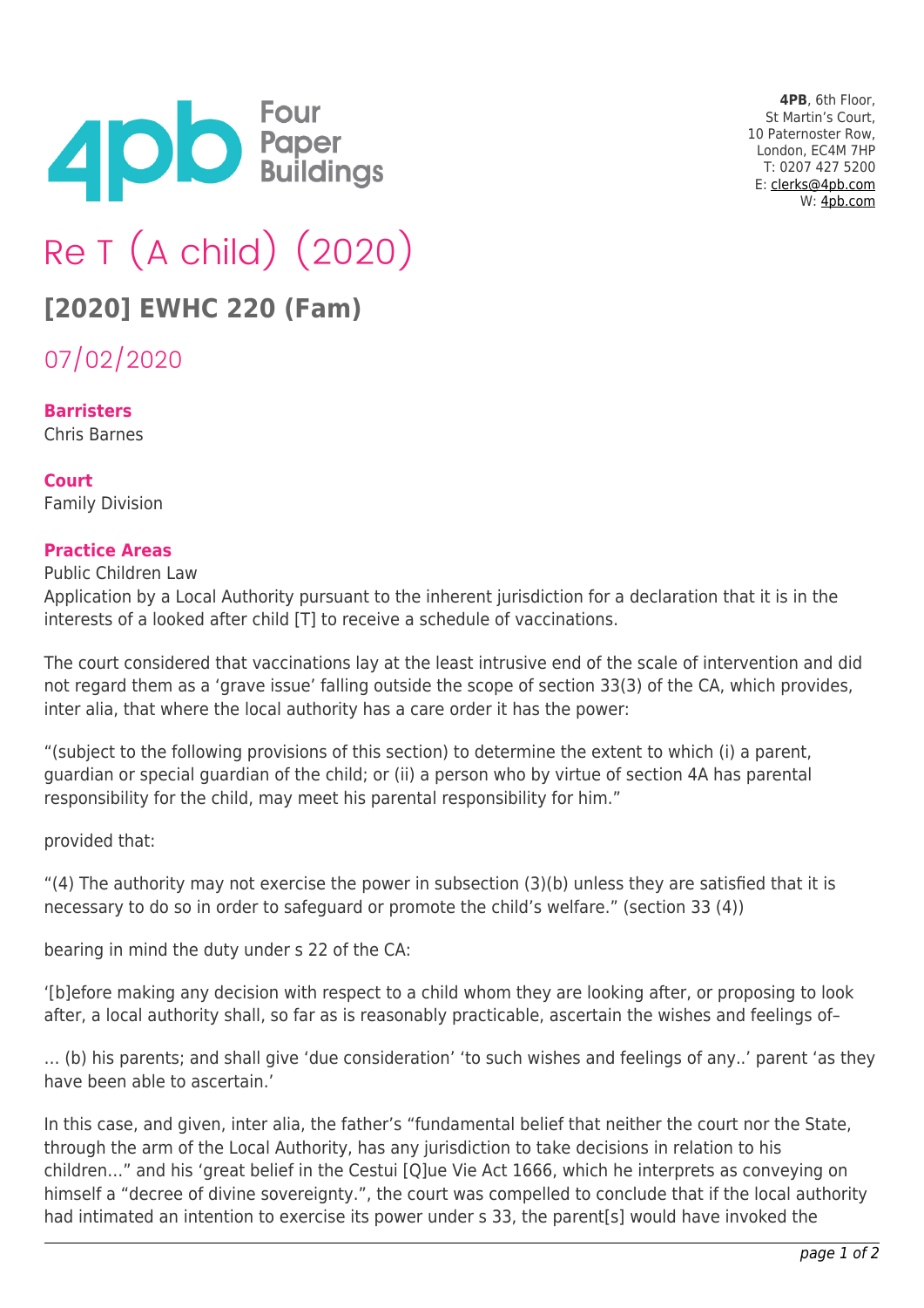**4PB**, 6th Floor,
St Martin's Court,
10 Paternoster Row,
London, EC4M 7HP
T: 0207 427 5200
E: clerks@4pb.com
W: 4pb.com

# Re T (A child) (2020)

## [2020] EWHC 220 (Fam)

07/02/2020

**Barristers**
Chris Barnes

**Court**
Family Division

**Practice Areas**
Public Children Law

Application by a Local Authority pursuant to the inherent jurisdiction for a declaration that it is in the interests of a looked after child [T] to receive a schedule of vaccinations.

The court considered that vaccinations lay at the least intrusive end of the scale of intervention and did not regard them as a 'grave issue' falling outside the scope of section 33(3) of the CA, which provides, inter alia, that where the local authority has a care order it has the power:

"(subject to the following provisions of this section) to determine the extent to which (i) a parent, guardian or special guardian of the child; or (ii) a person who by virtue of section 4A has parental responsibility for the child, may meet his parental responsibility for him."

provided that:

"(4) The authority may not exercise the power in subsection (3)(b) unless they are satisfied that it is necessary to do so in order to safeguard or promote the child's welfare." (section 33 (4))

bearing in mind the duty under s 22 of the CA:

'[b]efore making any decision with respect to a child whom they are looking after, or proposing to look after, a local authority shall, so far as is reasonably practicable, ascertain the wishes and feelings of–

… (b) his parents; and shall give 'due consideration' 'to such wishes and feelings of any..' parent 'as they have been able to ascertain.'

In this case, and given, inter alia, the father's "fundamental belief that neither the court nor the State, through the arm of the Local Authority, has any jurisdiction to take decisions in relation to his children…" and his 'great belief in the Cestui [Q]ue Vie Act 1666, which he interprets as conveying on himself a "decree of divine sovereignty.", the court was compelled to conclude that if the local authority had intimated an intention to exercise its power under s 33, the parent[s] would have invoked the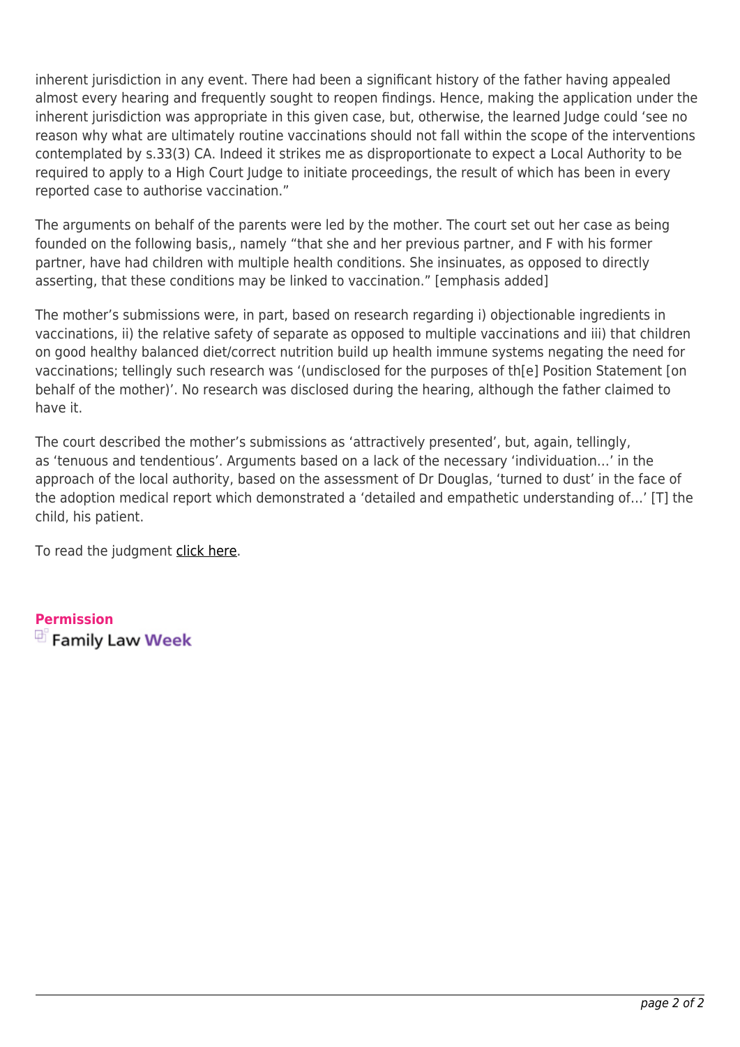inherent jurisdiction in any event. There had been a significant history of the father having appealed almost every hearing and frequently sought to reopen findings. Hence, making the application under the inherent jurisdiction was appropriate in this given case, but, otherwise, the learned Judge could 'see no reason why what are ultimately routine vaccinations should not fall within the scope of the interventions contemplated by s.33(3) CA. Indeed it strikes me as disproportionate to expect a Local Authority to be required to apply to a High Court Judge to initiate proceedings, the result of which has been in every reported case to authorise vaccination."

The arguments on behalf of the parents were led by the mother. The court set out her case as being founded on the following basis,, namely "that she and her previous partner, and F with his former partner, have had children with multiple health conditions. She insinuates, as opposed to directly asserting, that these conditions may be linked to vaccination." [emphasis added]

The mother's submissions were, in part, based on research regarding i) objectionable ingredients in vaccinations, ii) the relative safety of separate as opposed to multiple vaccinations and iii) that children on good healthy balanced diet/correct nutrition build up health immune systems negating the need for vaccinations; tellingly such research was '(undisclosed for the purposes of th[e] Position Statement [on behalf of the mother)'. No research was disclosed during the hearing, although the father claimed to have it.

The court described the mother's submissions as 'attractively presented', but, again, tellingly, as 'tenuous and tendentious'. Arguments based on a lack of the necessary 'individuation…' in the approach of the local authority, based on the assessment of Dr Douglas, 'turned to dust' in the face of the adoption medical report which demonstrated a 'detailed and empathetic understanding of…' [T] the child, his patient.

To read the judgment click here.

**Permission**

Family Law Week